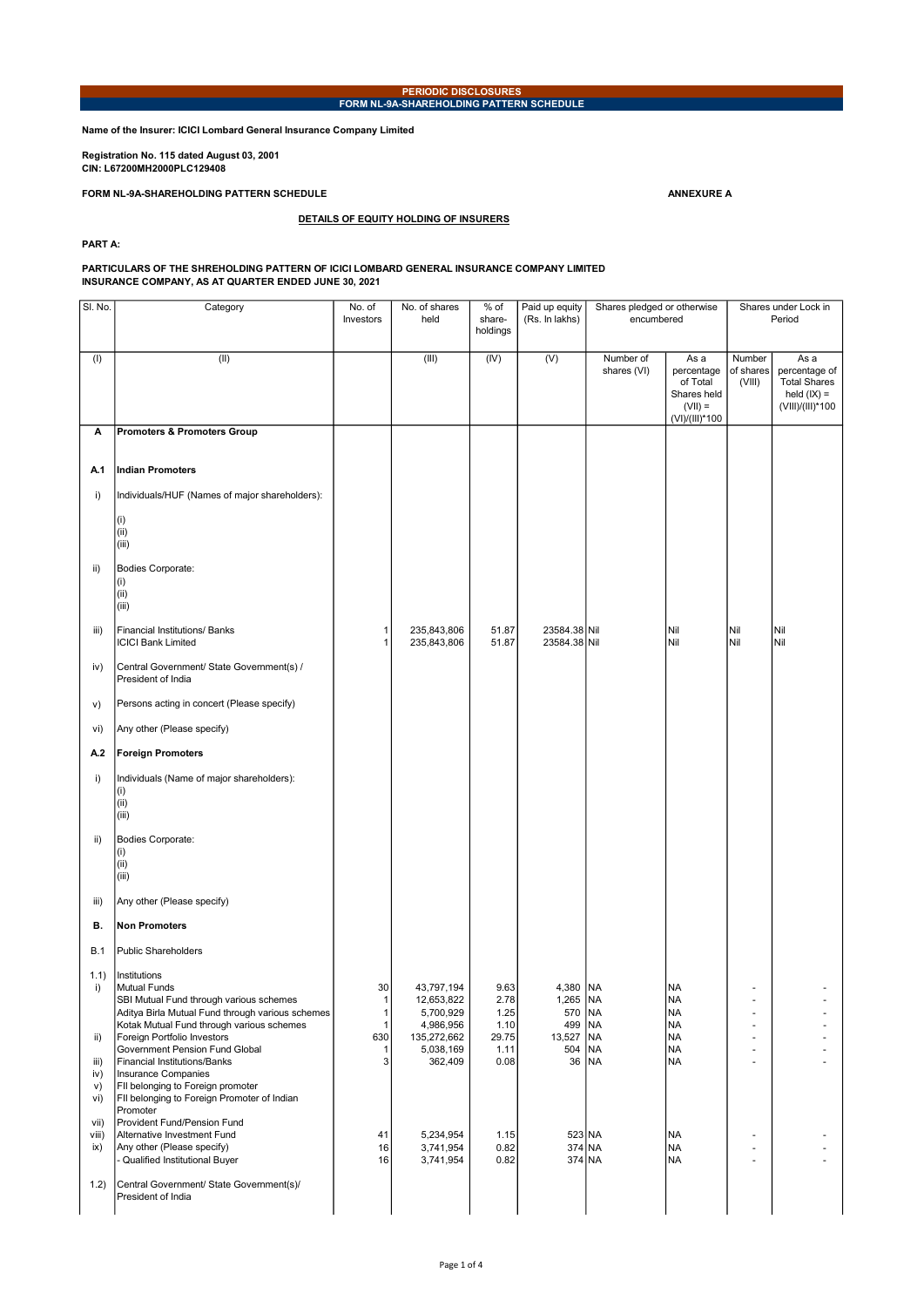**PERIODIC DISCLOSURES**

**FORM NL-9A-SHAREHOLDING PATTERN SCHEDULE**

**Name of the Insurer: ICICI Lombard General Insurance Company Limited**

**Registration No. 115 dated August 03, 2001**
**CIN: L67200MH2000PLC129408**

**FORM NL-9A-SHAREHOLDING PATTERN SCHEDULE** **ANNEXURE A**

**DETAILS OF EQUITY HOLDING OF INSURERS**

**PART A:**

**PARTICULARS OF THE SHREHOLDING PATTERN OF ICICI LOMBARD GENERAL INSURANCE COMPANY LIMITED INSURANCE COMPANY, AS AT QUARTER ENDED JUNE 30, 2021**

| Sl. No. | Category | No. of Investors | No. of shares held | % of share-holdings | Paid up equity (Rs. In lakhs) | Shares pledged or otherwise encumbered | | Shares under Lock in Period | |
|---|---|---|---|---|---|---|---|---|---|
| (I) | (II) | | (III) | (IV) | (V) | Number of shares (VI) | As a percentage of Total Shares held (VII) = (VI)/(III)*100 | Number of shares (VIII) | As a percentage of Total Shares held (IX) = (VIII)/(III)*100 |
| **A** | **Promoters & Promoters Group** | | | | | | | | |
| **A.1** | **Indian Promoters** | | | | | | | | |
| i) | Individuals/HUF (Names of major shareholders): | | | | | | | | |
| | (i) | | | | | | | | |
| | (ii) | | | | | | | | |
| | (iii) | | | | | | | | |
| ii) | Bodies Corporate: | | | | | | | | |
| | (i) | | | | | | | | |
| | (ii) | | | | | | | | |
| | (iii) | | | | | | | | |
| iii) | Financial Institutions/ Banks | 1 | 235,843,806 | 51.87 | 23584.38 | Nil | Nil | Nil | Nil |
| | ICICI Bank Limited | 1 | 235,843,806 | 51.87 | 23584.38 | Nil | Nil | Nil | Nil |
| iv) | Central Government/ State Government(s) / President of India | | | | | | | | |
| v) | Persons acting in concert (Please specify) | | | | | | | | |
| vi) | Any other (Please specify) | | | | | | | | |
| **A.2** | **Foreign Promoters** | | | | | | | | |
| i) | Individuals (Name of major shareholders): | | | | | | | | |
| | (i) | | | | | | | | |
| | (ii) | | | | | | | | |
| | (iii) | | | | | | | | |
| ii) | Bodies Corporate: | | | | | | | | |
| | (i) | | | | | | | | |
| | (ii) | | | | | | | | |
| | (iii) | | | | | | | | |
| iii) | Any other (Please specify) | | | | | | | | |
| **B.** | **Non Promoters** | | | | | | | | |
| B.1 | Public Shareholders | | | | | | | | |
| 1.1) | Institutions | | | | | | | | |
| i) | Mutual Funds | 30 | 43,797,194 | 9.63 | 4,380 | NA | NA | - | - |
| | SBI Mutual Fund through various schemes | 1 | 12,653,822 | 2.78 | 1,265 | NA | NA | - | - |
| | Aditya Birla Mutual Fund through various schemes | 1 | 5,700,929 | 1.25 | 570 | NA | NA | - | - |
| | Kotak Mutual Fund through various schemes | 1 | 4,986,956 | 1.10 | 499 | NA | NA | - | - |
| ii) | Foreign Portfolio Investors | 630 | 135,272,662 | 29.75 | 13,527 | NA | NA | - | - |
| | Government Pension Fund Global | 1 | 5,038,169 | 1.11 | 504 | NA | NA | - | - |
| iii) | Financial Institutions/Banks | 3 | 362,409 | 0.08 | 36 | NA | NA | - | - |
| iv) | Insurance Companies | | | | | | | | |
| v) | FII belonging to Foreign promoter | | | | | | | | |
| vi) | FII belonging to Foreign Promoter of Indian Promoter | | | | | | | | |
| vii) | Provident Fund/Pension Fund | | | | | | | | |
| viii) | Alternative Investment Fund | 41 | 5,234,954 | 1.15 | 523 | NA | NA | - | - |
| ix) | Any other (Please specify) | 16 | 3,741,954 | 0.82 | 374 | NA | NA | - | - |
| | - Qualified Institutional Buyer | 16 | 3,741,954 | 0.82 | 374 | NA | NA | - | - |
| 1.2) | Central Government/ State Government(s)/ President of India | | | | | | | | |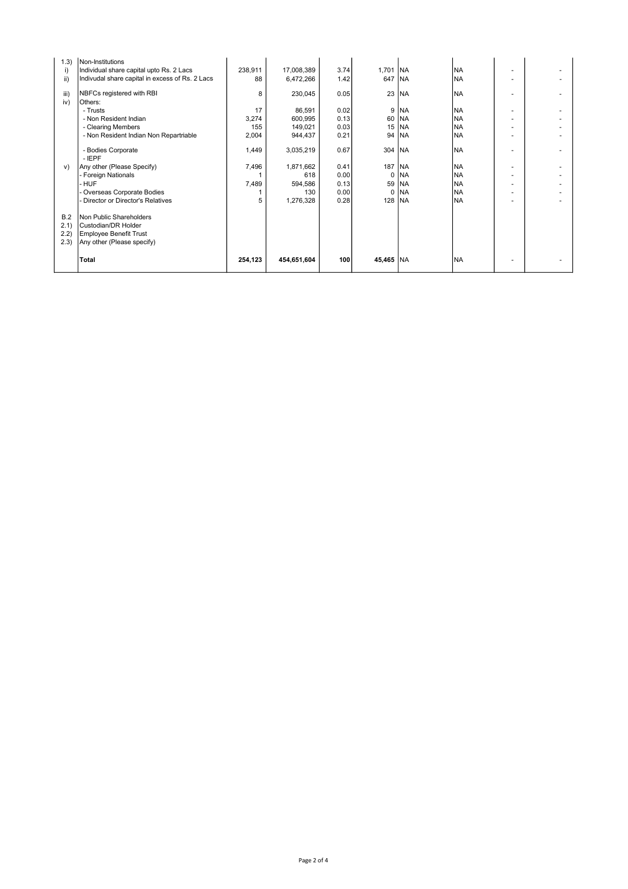| | | | | | | | | | |
|---|---|---|---|---|---|---|---|---|---|
| 1.3) | Non-Institutions | | | | | | | | |
| i) | Individual share capital upto Rs. 2 Lacs | 238,911 | 17,008,389 | 3.74 | 1,701 | NA | NA | - | - |
| ii) | Indivudal share capital in excess of Rs. 2 Lacs | 88 | 6,472,266 | 1.42 | 647 | NA | NA | - | - |
| iii) | NBFCs registered with RBI | 8 | 230,045 | 0.05 | 23 | NA | NA | - | - |
| iv) | Others: | | | | | | | | |
| | - Trusts | 17 | 86,591 | 0.02 | 9 | NA | NA | - | - |
| | - Non Resident Indian | 3,274 | 600,995 | 0.13 | 60 | NA | NA | - | - |
| | - Clearing Members | 155 | 149,021 | 0.03 | 15 | NA | NA | - | - |
| | - Non Resident Indian Non Repartriable | 2,004 | 944,437 | 0.21 | 94 | NA | NA | - | - |
| | - Bodies Corporate | 1,449 | 3,035,219 | 0.67 | 304 | NA | NA | - | - |
| | - IEPF | | | | | | | | |
| v) | Any other (Please Specify) | 7,496 | 1,871,662 | 0.41 | 187 | NA | NA | - | - |
| | - Foreign Nationals | 1 | 618 | 0.00 | 0 | NA | NA | - | - |
| | - HUF | 7,489 | 594,586 | 0.13 | 59 | NA | NA | - | - |
| | - Overseas Corporate Bodies | 1 | 130 | 0.00 | 0 | NA | NA | - | - |
| | - Director or Director's Relatives | 5 | 1,276,328 | 0.28 | 128 | NA | NA | - | - |
| B.2 | Non Public Shareholders | | | | | | | | |
| 2.1) | Custodian/DR Holder | | | | | | | | |
| 2.2) | Employee Benefit Trust | | | | | | | | |
| 2.3) | Any other (Please specify) | | | | | | | | |
| | **Total** | **254,123** | **454,651,604** | **100** | **45,465** | NA | NA | - | - |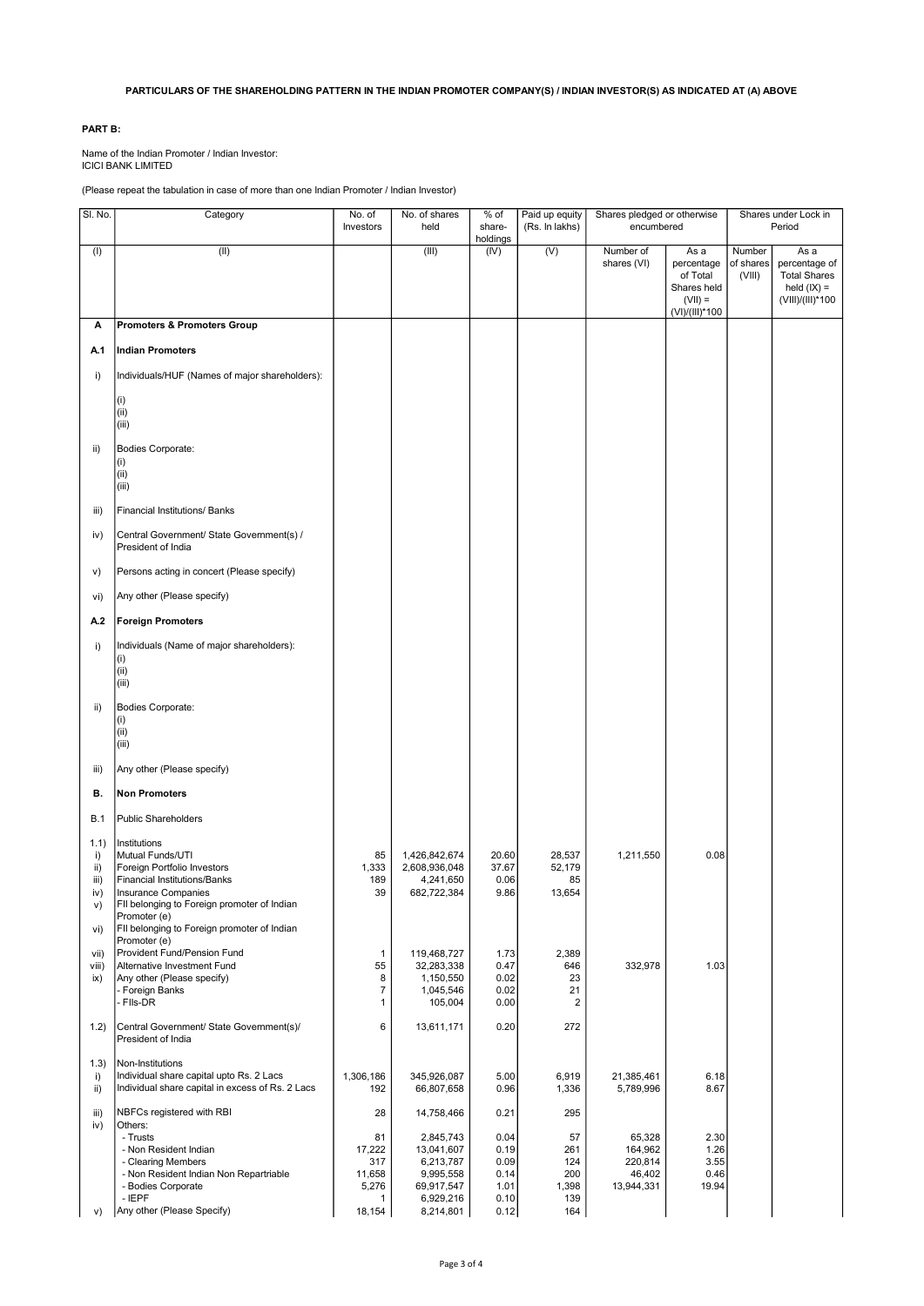**PARTICULARS OF THE SHAREHOLDING PATTERN IN THE INDIAN PROMOTER COMPANY(S) / INDIAN INVESTOR(S) AS INDICATED AT (A) ABOVE**

**PART B:**

Name of the Indian Promoter / Indian Investor:
ICICI BANK LIMITED

(Please repeat the tabulation in case of more than one Indian Promoter / Indian Investor)

| Sl. No. | Category | No. of Investors | No. of shares held | % of share-holdings | Paid up equity (Rs. In lakhs) | Shares pledged or otherwise encumbered | | Shares under Lock in Period | |
|---|---|---|---|---|---|---|---|---|---|
| (I) | (II) | | (III) | (IV) | (V) | Number of shares (VI) | As a percentage of Total Shares held (VII) = (VI)/(III)*100 | Number of shares (VIII) | As a percentage of Total Shares held (IX) = (VIII)/(III)*100 |
| **A** | **Promoters & Promoters Group** | | | | | | | | |
| **A.1** | **Indian Promoters** | | | | | | | | |
| i) | Individuals/HUF (Names of major shareholders): (i) (ii) (iii) | | | | | | | | |
| ii) | Bodies Corporate: (i) (ii) (iii) | | | | | | | | |
| iii) | Financial Institutions/ Banks | | | | | | | | |
| iv) | Central Government/ State Government(s) / President of India | | | | | | | | |
| v) | Persons acting in concert (Please specify) | | | | | | | | |
| vi) | Any other (Please specify) | | | | | | | | |
| **A.2** | **Foreign Promoters** | | | | | | | | |
| i) | Individuals (Name of major shareholders): (i) (ii) (iii) | | | | | | | | |
| ii) | Bodies Corporate: (i) (ii) (iii) | | | | | | | | |
| iii) | Any other (Please specify) | | | | | | | | |
| **B.** | **Non Promoters** | | | | | | | | |
| B.1 | Public Shareholders | | | | | | | | |
| 1.1) | Institutions | | | | | | | | |
| i) | Mutual Funds/UTI | 85 | 1,426,842,674 | 20.60 | 28,537 | 1,211,550 | 0.08 | | |
| ii) | Foreign Portfolio Investors | 1,333 | 2,608,936,048 | 37.67 | 52,179 | | | | |
| iii) | Financial Institutions/Banks | 189 | 4,241,650 | 0.06 | 85 | | | | |
| iv) | Insurance Companies | 39 | 682,722,384 | 9.86 | 13,654 | | | | |
| v) | FII belonging to Foreign promoter of Indian Promoter (e) | | | | | | | | |
| vi) | FII belonging to Foreign promoter of Indian Promoter (e) | | | | | | | | |
| vii) | Provident Fund/Pension Fund | 1 | 119,468,727 | 1.73 | 2,389 | | | | |
| viii) | Alternative Investment Fund | 55 | 32,283,338 | 0.47 | 646 | 332,978 | 1.03 | | |
| ix) | Any other (Please specify) | 8 | 1,150,550 | 0.02 | 23 | | | | |
| | - Foreign Banks | 7 | 1,045,546 | 0.02 | 21 | | | | |
| | - FIIs-DR | 1 | 105,004 | 0.00 | 2 | | | | |
| 1.2) | Central Government/ State Government(s)/ President of India | 6 | 13,611,171 | 0.20 | 272 | | | | |
| 1.3) | Non-Institutions | | | | | | | | |
| i) | Individual share capital upto Rs. 2 Lacs | 1,306,186 | 345,926,087 | 5.00 | 6,919 | 21,385,461 | 6.18 | | |
| ii) | Individual share capital in excess of Rs. 2 Lacs | 192 | 66,807,658 | 0.96 | 1,336 | 5,789,996 | 8.67 | | |
| iii) | NBFCs registered with RBI | 28 | 14,758,466 | 0.21 | 295 | | | | |
| iv) | Others: | | | | | | | | |
| | - Trusts | 81 | 2,845,743 | 0.04 | 57 | 65,328 | 2.30 | | |
| | - Non Resident Indian | 17,222 | 13,041,607 | 0.19 | 261 | 164,962 | 1.26 | | |
| | - Clearing Members | 317 | 6,213,787 | 0.09 | 124 | 220,814 | 3.55 | | |
| | - Non Resident Indian Non Repartriable | 11,658 | 9,995,558 | 0.14 | 200 | 46,402 | 0.46 | | |
| | - Bodies Corporate | 5,276 | 69,917,547 | 1.01 | 1,398 | 13,944,331 | 19.94 | | |
| | - IEPF | 1 | 6,929,216 | 0.10 | 139 | | | | |
| v) | Any other (Please Specify) | 18,154 | 8,214,801 | 0.12 | 164 | | | | |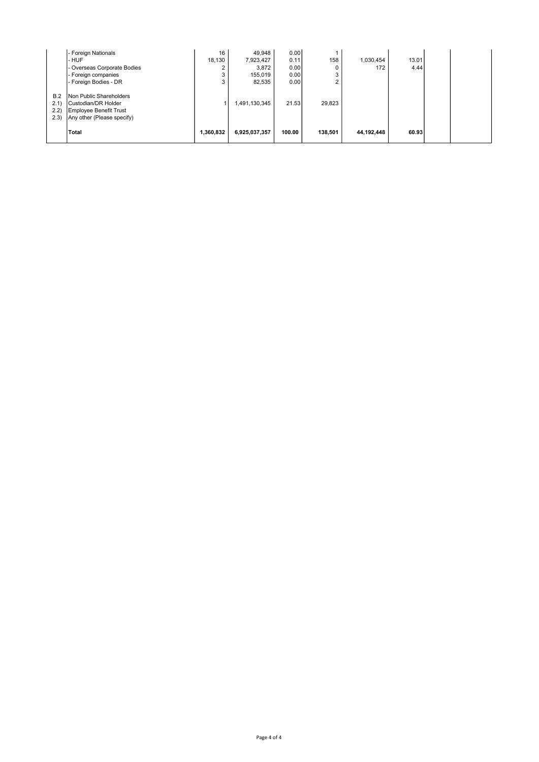| | | | | | | | | | |
|---|---|---|---|---|---|---|---|---|---|
| | - Foreign Nationals | 16 | 49,948 | 0.00 | 1 | | | | |
| | - HUF | 18,130 | 7,923,427 | 0.11 | 158 | 1,030,454 | 13.01 | | |
| | - Overseas Corporate Bodies | 2 | 3,872 | 0.00 | 0 | 172 | 4.44 | | |
| | - Foreign companies | 3 | 155,019 | 0.00 | 3 | | | | |
| | - Foreign Bodies - DR | 3 | 82,535 | 0.00 | 2 | | | | |
| B.2 | Non Public Shareholders | | | | | | | | |
| 2.1) | Custodian/DR Holder | 1 | 1,491,130,345 | 21.53 | 29,823 | | | | |
| 2.2) | Employee Benefit Trust | | | | | | | | |
| 2.3) | Any other (Please specify) | | | | | | | | |
| | **Total** | **1,360,832** | **6,925,037,357** | **100.00** | **138,501** | **44,192,448** | **60.93** | | |